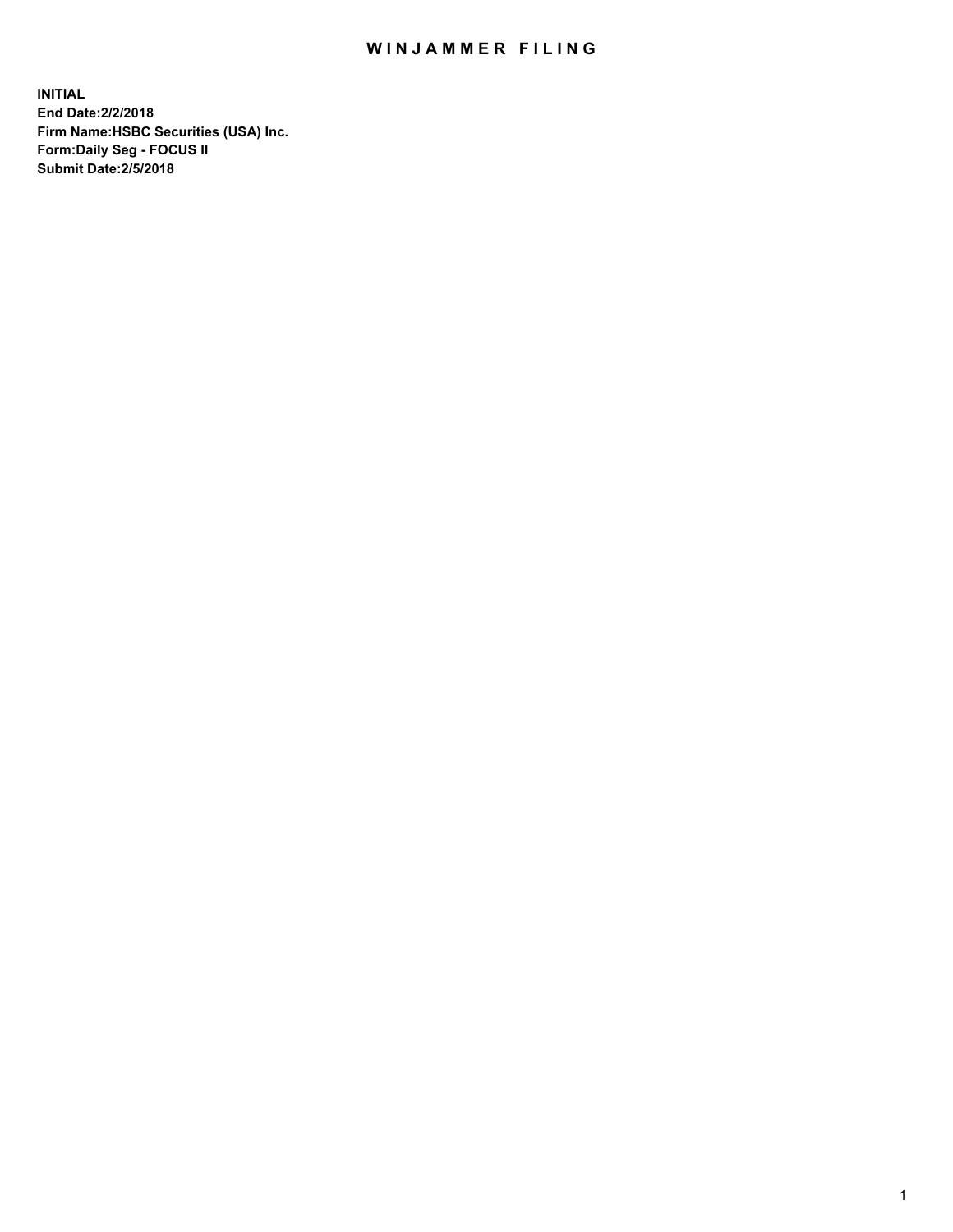# WINJAMMER FILING

**INITIAL**
**End Date:2/2/2018**
**Firm Name:HSBC Securities (USA) Inc.**
**Form:Daily Seg - FOCUS II**
**Submit Date:2/5/2018**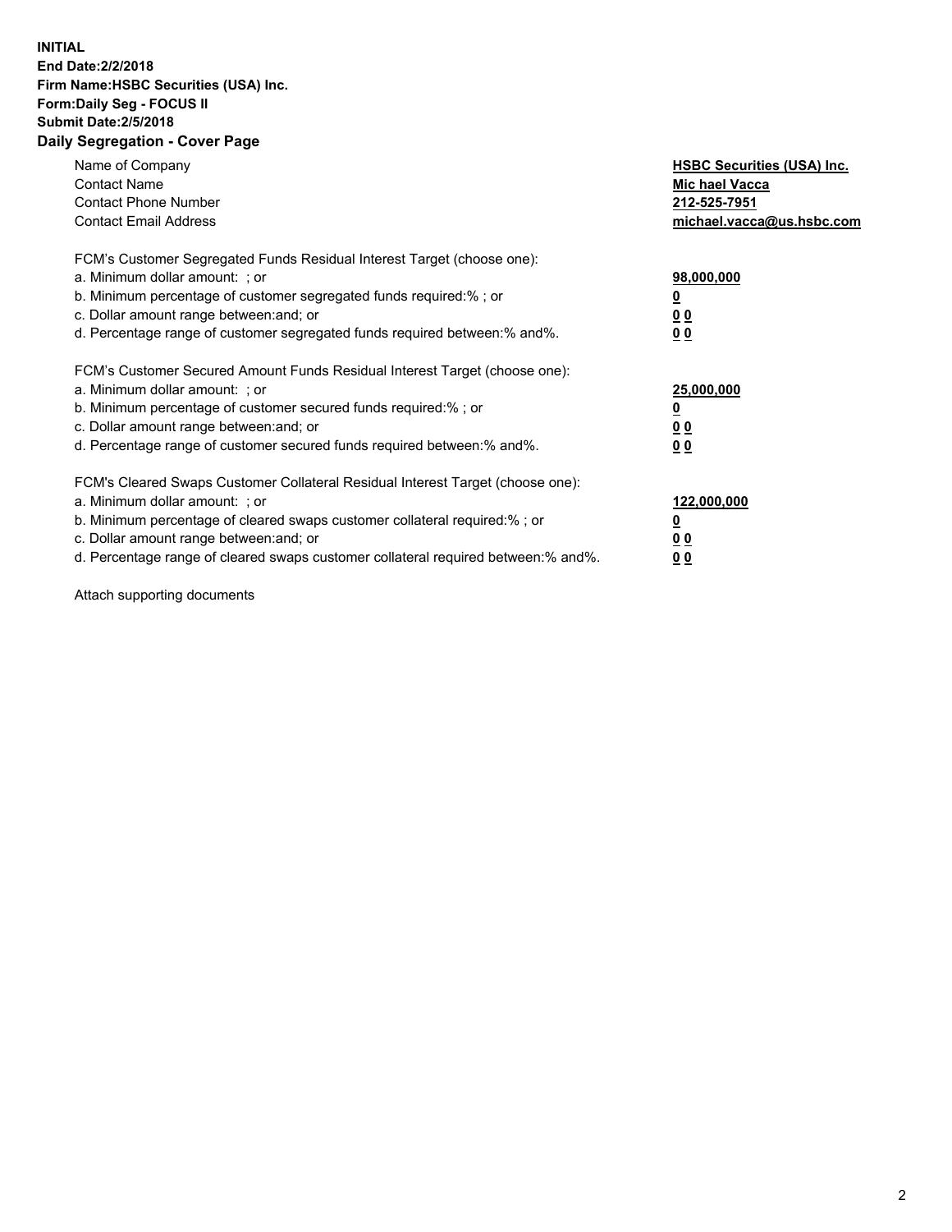**INITIAL**
**End Date:2/2/2018**
**Firm Name:HSBC Securities (USA) Inc.**
**Form:Daily Seg - FOCUS II**
**Submit Date:2/5/2018**

## Daily Segregation - Cover Page

| | |
|---|---|
| Name of Company | **HSBC Securities (USA) Inc.** |
| Contact Name | **Mic hael Vacca** |
| Contact Phone Number | **212-525-7951** |
| Contact Email Address | **michael.vacca@us.hsbc.com** |

| | |
|---|---|
| FCM's Customer Segregated Funds Residual Interest Target (choose one): | |
| a. Minimum dollar amount: ; or | **98,000,000** |
| b. Minimum percentage of customer segregated funds required:% ; or | **0** |
| c. Dollar amount range between:and; or | **0 0** |
| d. Percentage range of customer segregated funds required between:% and%. | **0 0** |

| | |
|---|---|
| FCM's Customer Secured Amount Funds Residual Interest Target (choose one): | |
| a. Minimum dollar amount: ; or | **25,000,000** |
| b. Minimum percentage of customer secured funds required:% ; or | **0** |
| c. Dollar amount range between:and; or | **0 0** |
| d. Percentage range of customer secured funds required between:% and%. | **0 0** |

| | |
|---|---|
| FCM's Cleared Swaps Customer Collateral Residual Interest Target (choose one): | |
| a. Minimum dollar amount: ; or | **122,000,000** |
| b. Minimum percentage of cleared swaps customer collateral required:% ; or | **0** |
| c. Dollar amount range between:and; or | **0 0** |
| d. Percentage range of cleared swaps customer collateral required between:% and%. | **0 0** |

Attach supporting documents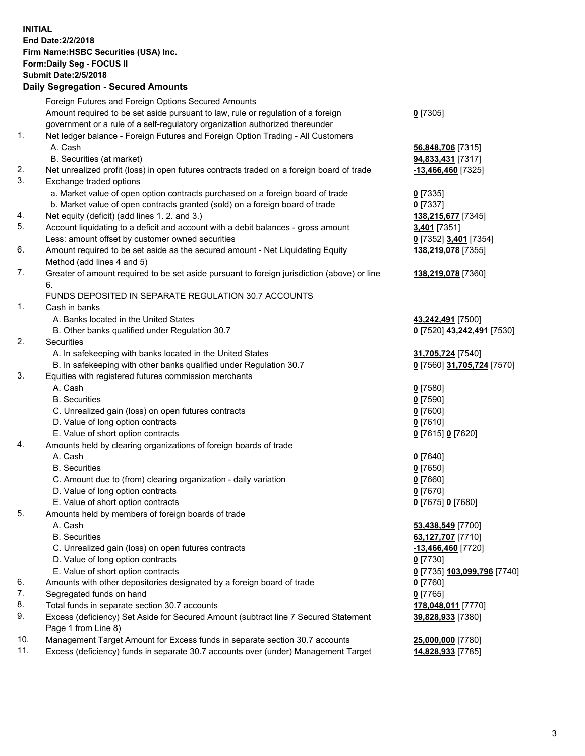**INITIAL**
**End Date:2/2/2018**
**Firm Name:HSBC Securities (USA) Inc.**
**Form:Daily Seg - FOCUS II**
**Submit Date:2/5/2018**

## Daily Segregation - Secured Amounts

| | | |
|---|---|---|
| | Foreign Futures and Foreign Options Secured Amounts | |
| | Amount required to be set aside pursuant to law, rule or regulation of a foreign government or a rule of a self-regulatory organization authorized thereunder | **0** [7305] |
| 1. | Net ledger balance - Foreign Futures and Foreign Option Trading - All Customers | |
| | A. Cash | **56,848,706** [7315] |
| | B. Securities (at market) | **94,833,431** [7317] |
| 2. | Net unrealized profit (loss) in open futures contracts traded on a foreign board of trade | **-13,466,460** [7325] |
| 3. | Exchange traded options | |
| | a. Market value of open option contracts purchased on a foreign board of trade | **0** [7335] |
| | b. Market value of open contracts granted (sold) on a foreign board of trade | **0** [7337] |
| 4. | Net equity (deficit) (add lines 1. 2. and 3.) | **138,215,677** [7345] |
| 5. | Account liquidating to a deficit and account with a debit balances - gross amount | **3,401** [7351] |
| | Less: amount offset by customer owned securities | **0** [7352] **3,401** [7354] |
| 6. | Amount required to be set aside as the secured amount - Net Liquidating Equity Method (add lines 4 and 5) | **138,219,078** [7355] |
| 7. | Greater of amount required to be set aside pursuant to foreign jurisdiction (above) or line 6. | **138,219,078** [7360] |
| | FUNDS DEPOSITED IN SEPARATE REGULATION 30.7 ACCOUNTS | |
| 1. | Cash in banks | |
| | A. Banks located in the United States | **43,242,491** [7500] |
| | B. Other banks qualified under Regulation 30.7 | **0** [7520] **43,242,491** [7530] |
| 2. | Securities | |
| | A. In safekeeping with banks located in the United States | **31,705,724** [7540] |
| | B. In safekeeping with other banks qualified under Regulation 30.7 | **0** [7560] **31,705,724** [7570] |
| 3. | Equities with registered futures commission merchants | |
| | A. Cash | **0** [7580] |
| | B. Securities | **0** [7590] |
| | C. Unrealized gain (loss) on open futures contracts | **0** [7600] |
| | D. Value of long option contracts | **0** [7610] |
| | E. Value of short option contracts | **0** [7615] **0** [7620] |
| 4. | Amounts held by clearing organizations of foreign boards of trade | |
| | A. Cash | **0** [7640] |
| | B. Securities | **0** [7650] |
| | C. Amount due to (from) clearing organization - daily variation | **0** [7660] |
| | D. Value of long option contracts | **0** [7670] |
| | E. Value of short option contracts | **0** [7675] **0** [7680] |
| 5. | Amounts held by members of foreign boards of trade | |
| | A. Cash | **53,438,549** [7700] |
| | B. Securities | **63,127,707** [7710] |
| | C. Unrealized gain (loss) on open futures contracts | **-13,466,460** [7720] |
| | D. Value of long option contracts | **0** [7730] |
| | E. Value of short option contracts | **0** [7735] **103,099,796** [7740] |
| 6. | Amounts with other depositories designated by a foreign board of trade | **0** [7760] |
| 7. | Segregated funds on hand | **0** [7765] |
| 8. | Total funds in separate section 30.7 accounts | **178,048,011** [7770] |
| 9. | Excess (deficiency) Set Aside for Secured Amount (subtract line 7 Secured Statement Page 1 from Line 8) | **39,828,933** [7380] |
| 10. | Management Target Amount for Excess funds in separate section 30.7 accounts | **25,000,000** [7780] |
| 11. | Excess (deficiency) funds in separate 30.7 accounts over (under) Management Target | **14,828,933** [7785] |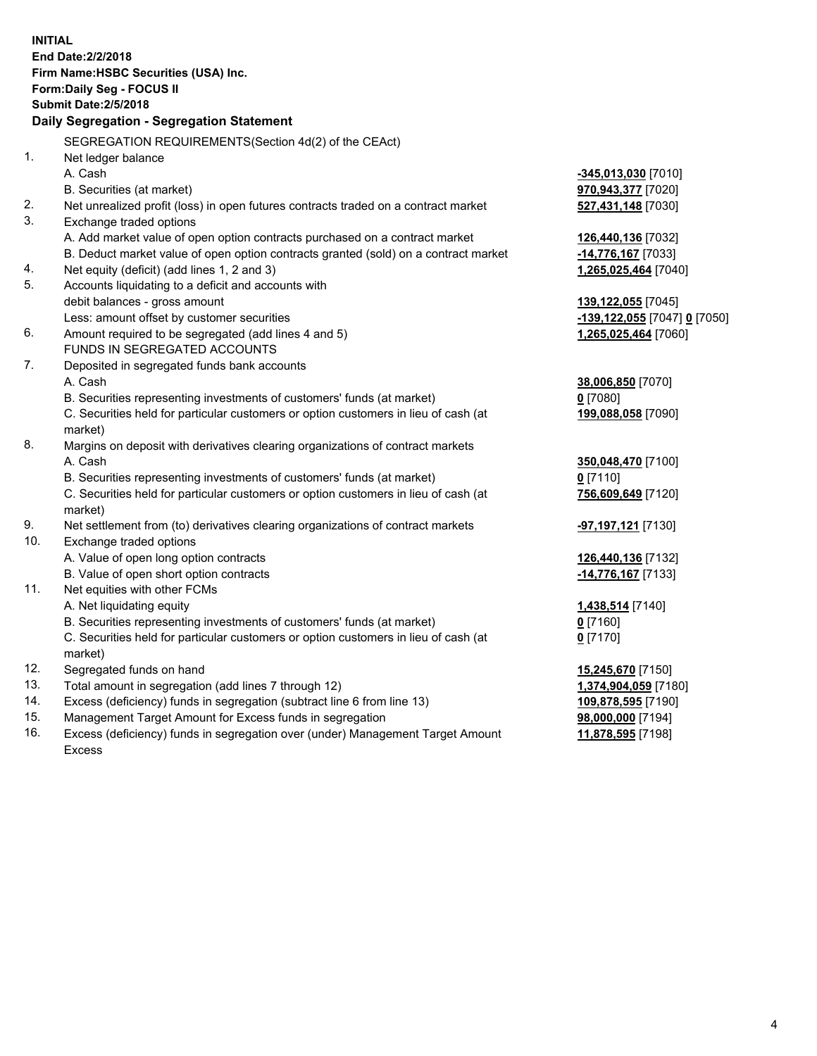**INITIAL**
**End Date:2/2/2018**
**Firm Name:HSBC Securities (USA) Inc.**
**Form:Daily Seg - FOCUS II**
**Submit Date:2/5/2018**

## Daily Segregation - Segregation Statement

| | | |
|---|---|---|
| | SEGREGATION REQUIREMENTS(Section 4d(2) of the CEAct) | |
| 1. | Net ledger balance | |
| | A. Cash | **-345,013,030** [7010] |
| | B. Securities (at market) | **970,943,377** [7020] |
| 2. | Net unrealized profit (loss) in open futures contracts traded on a contract market | **527,431,148** [7030] |
| 3. | Exchange traded options | |
| | A. Add market value of open option contracts purchased on a contract market | **126,440,136** [7032] |
| | B. Deduct market value of open option contracts granted (sold) on a contract market | **-14,776,167** [7033] |
| 4. | Net equity (deficit) (add lines 1, 2 and 3) | **1,265,025,464** [7040] |
| 5. | Accounts liquidating to a deficit and accounts with | |
| | debit balances - gross amount | **139,122,055** [7045] |
| | Less: amount offset by customer securities | **-139,122,055** [7047] **0** [7050] |
| 6. | Amount required to be segregated (add lines 4 and 5) | **1,265,025,464** [7060] |
| | FUNDS IN SEGREGATED ACCOUNTS | |
| 7. | Deposited in segregated funds bank accounts | |
| | A. Cash | **38,006,850** [7070] |
| | B. Securities representing investments of customers' funds (at market) | **0** [7080] |
| | C. Securities held for particular customers or option customers in lieu of cash (at market) | **199,088,058** [7090] |
| 8. | Margins on deposit with derivatives clearing organizations of contract markets | |
| | A. Cash | **350,048,470** [7100] |
| | B. Securities representing investments of customers' funds (at market) | **0** [7110] |
| | C. Securities held for particular customers or option customers in lieu of cash (at market) | **756,609,649** [7120] |
| 9. | Net settlement from (to) derivatives clearing organizations of contract markets | **-97,197,121** [7130] |
| 10. | Exchange traded options | |
| | A. Value of open long option contracts | **126,440,136** [7132] |
| | B. Value of open short option contracts | **-14,776,167** [7133] |
| 11. | Net equities with other FCMs | |
| | A. Net liquidating equity | **1,438,514** [7140] |
| | B. Securities representing investments of customers' funds (at market) | **0** [7160] |
| | C. Securities held for particular customers or option customers in lieu of cash (at market) | **0** [7170] |
| 12. | Segregated funds on hand | **15,245,670** [7150] |
| 13. | Total amount in segregation (add lines 7 through 12) | **1,374,904,059** [7180] |
| 14. | Excess (deficiency) funds in segregation (subtract line 6 from line 13) | **109,878,595** [7190] |
| 15. | Management Target Amount for Excess funds in segregation | **98,000,000** [7194] |
| 16. | Excess (deficiency) funds in segregation over (under) Management Target Amount Excess | **11,878,595** [7198] |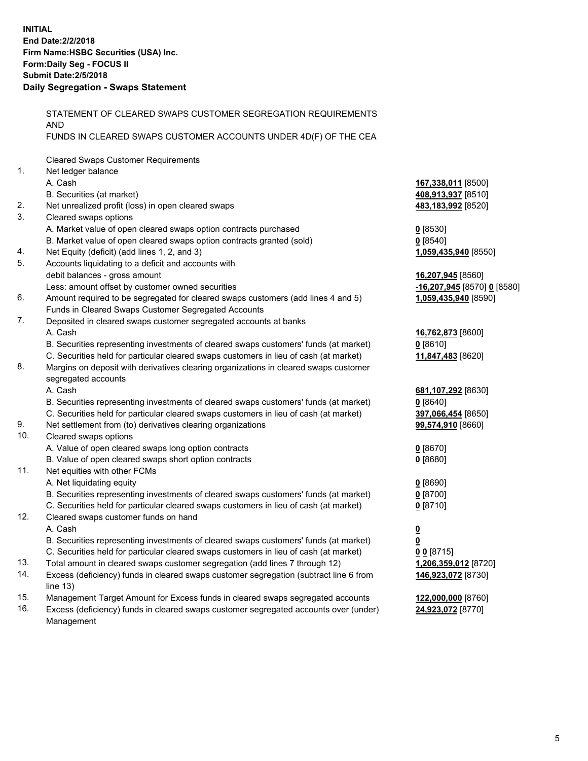**INITIAL**
**End Date:2/2/2018**
**Firm Name:HSBC Securities (USA) Inc.**
**Form:Daily Seg - FOCUS II**
**Submit Date:2/5/2018**
**Daily Segregation - Swaps Statement**

STATEMENT OF CLEARED SWAPS CUSTOMER SEGREGATION REQUIREMENTS AND FUNDS IN CLEARED SWAPS CUSTOMER ACCOUNTS UNDER 4D(F) OF THE CEA

| | | |
|---|---|---|
| | Cleared Swaps Customer Requirements | |
| 1. | Net ledger balance | |
| | A. Cash | **167,338,011** [8500] |
| | B. Securities (at market) | **408,913,937** [8510] |
| 2. | Net unrealized profit (loss) in open cleared swaps | **483,183,992** [8520] |
| 3. | Cleared swaps options | |
| | A. Market value of open cleared swaps option contracts purchased | **0** [8530] |
| | B. Market value of open cleared swaps option contracts granted (sold) | **0** [8540] |
| 4. | Net Equity (deficit) (add lines 1, 2, and 3) | **1,059,435,940** [8550] |
| 5. | Accounts liquidating to a deficit and accounts with | |
| | debit balances - gross amount | **16,207,945** [8560] |
| | Less: amount offset by customer owned securities | **-16,207,945** [8570] **0** [8580] |
| 6. | Amount required to be segregated for cleared swaps customers (add lines 4 and 5) | **1,059,435,940** [8590] |
| | Funds in Cleared Swaps Customer Segregated Accounts | |
| 7. | Deposited in cleared swaps customer segregated accounts at banks | |
| | A. Cash | **16,762,873** [8600] |
| | B. Securities representing investments of cleared swaps customers' funds (at market) | **0** [8610] |
| | C. Securities held for particular cleared swaps customers in lieu of cash (at market) | **11,847,483** [8620] |
| 8. | Margins on deposit with derivatives clearing organizations in cleared swaps customer segregated accounts | |
| | A. Cash | **681,107,292** [8630] |
| | B. Securities representing investments of cleared swaps customers' funds (at market) | **0** [8640] |
| | C. Securities held for particular cleared swaps customers in lieu of cash (at market) | **397,066,454** [8650] |
| 9. | Net settlement from (to) derivatives clearing organizations | **99,574,910** [8660] |
| 10. | Cleared swaps options | |
| | A. Value of open cleared swaps long option contracts | **0** [8670] |
| | B. Value of open cleared swaps short option contracts | **0** [8680] |
| 11. | Net equities with other FCMs | |
| | A. Net liquidating equity | **0** [8690] |
| | B. Securities representing investments of cleared swaps customers' funds (at market) | **0** [8700] |
| | C. Securities held for particular cleared swaps customers in lieu of cash (at market) | **0** [8710] |
| 12. | Cleared swaps customer funds on hand | |
| | A. Cash | **0** |
| | B. Securities representing investments of cleared swaps customers' funds (at market) | **0** |
| | C. Securities held for particular cleared swaps customers in lieu of cash (at market) | **0** **0** [8715] |
| 13. | Total amount in cleared swaps customer segregation (add lines 7 through 12) | **1,206,359,012** [8720] |
| 14. | Excess (deficiency) funds in cleared swaps customer segregation (subtract line 6 from line 13) | **146,923,072** [8730] |
| 15. | Management Target Amount for Excess funds in cleared swaps segregated accounts | **122,000,000** [8760] |
| 16. | Excess (deficiency) funds in cleared swaps customer segregated accounts over (under) Management | **24,923,072** [8770] |